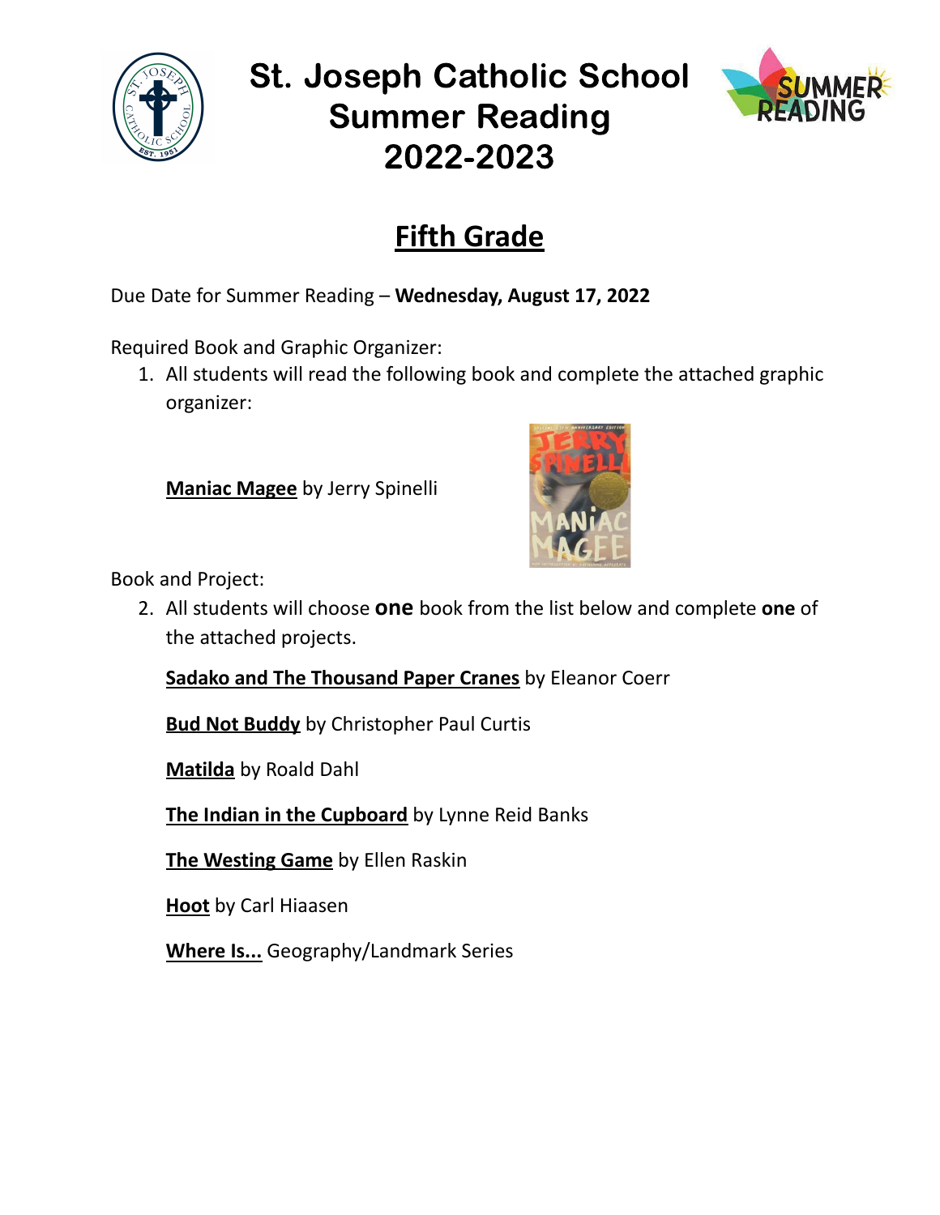# St. Joseph Catholic School Summer Reading 2022-2023

## Fifth Grade

Due Date for Summer Reading – **Wednesday, August 17, 2022**

Required Book and Graphic Organizer:

1. All students will read the following book and complete the attached graphic organizer:

   **Maniac Magee** by Jerry Spinelli

Book and Project:

2. All students will choose **one** book from the list below and complete **one** of the attached projects.

   **Sadako and The Thousand Paper Cranes** by Eleanor Coerr

   **Bud Not Buddy** by Christopher Paul Curtis

   **Matilda** by Roald Dahl

   **The Indian in the Cupboard** by Lynne Reid Banks

   **The Westing Game** by Ellen Raskin

   **Hoot** by Carl Hiaasen

   **Where Is...** Geography/Landmark Series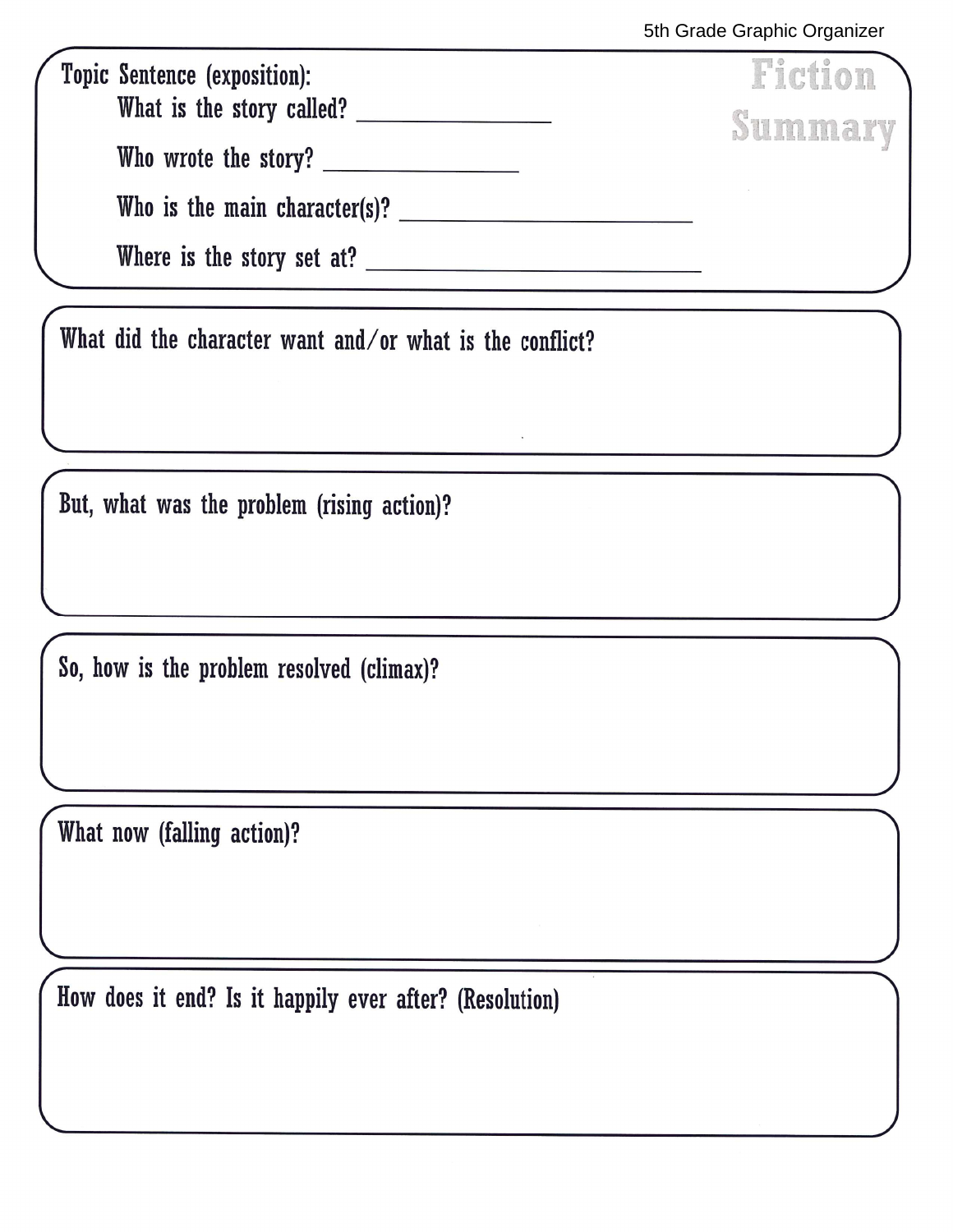5th Grade Graphic Organizer

# Fiction Summary

**Topic Sentence (exposition):**

What is the story called? ________________

Who wrote the story? ________________

Who is the main character(s)? ________________________

Where is the story set at? ____________________________

**What did the character want and/or what is the conflict?**

**But, what was the problem (rising action)?**

**So, how is the problem resolved (climax)?**

**What now (falling action)?**

**How does it end? Is it happily ever after? (Resolution)**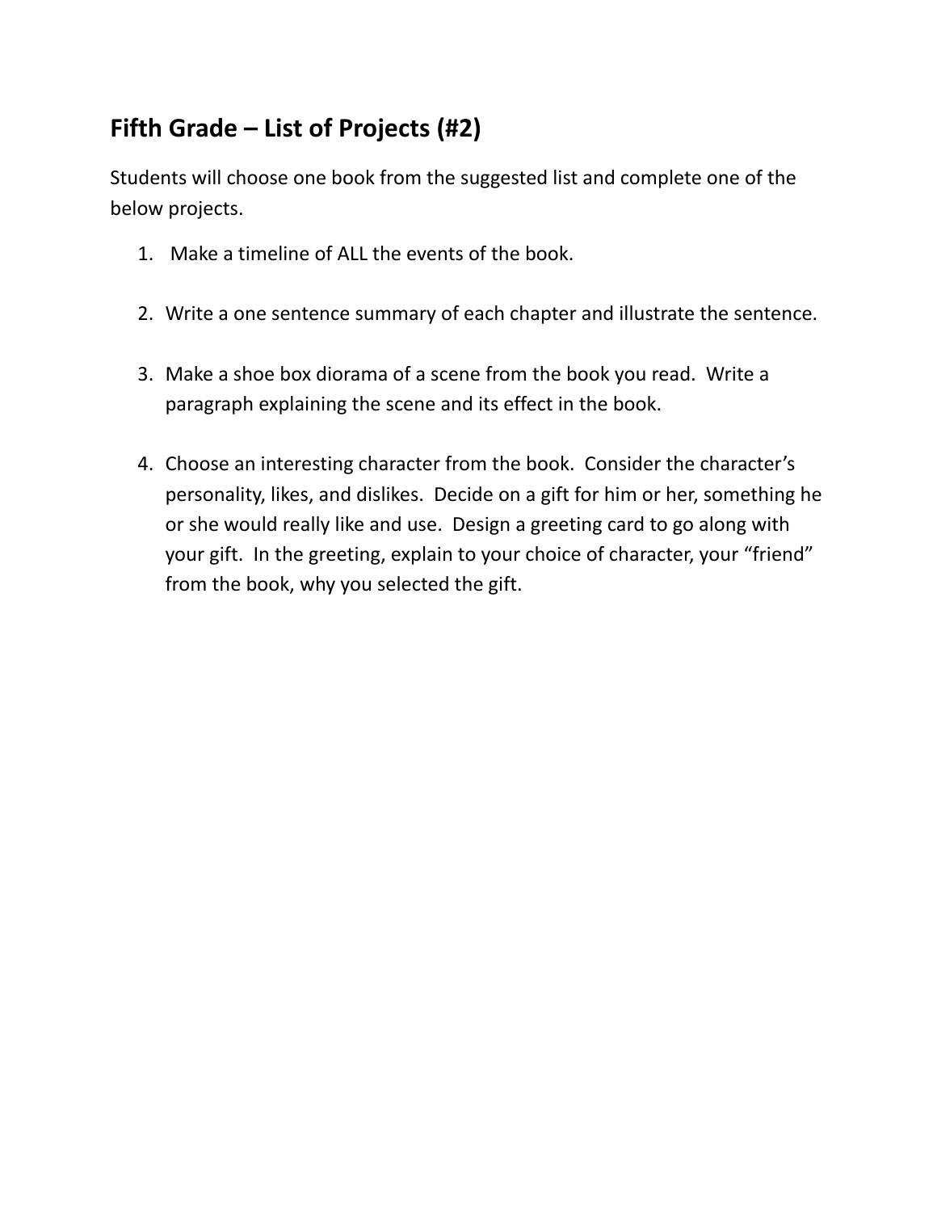## Fifth Grade – List of Projects (#2)

Students will choose one book from the suggested list and complete one of the below projects.

1. Make a timeline of ALL the events of the book.

2. Write a one sentence summary of each chapter and illustrate the sentence.

3. Make a shoe box diorama of a scene from the book you read. Write a paragraph explaining the scene and its effect in the book.

4. Choose an interesting character from the book. Consider the character's personality, likes, and dislikes. Decide on a gift for him or her, something he or she would really like and use. Design a greeting card to go along with your gift. In the greeting, explain to your choice of character, your "friend" from the book, why you selected the gift.